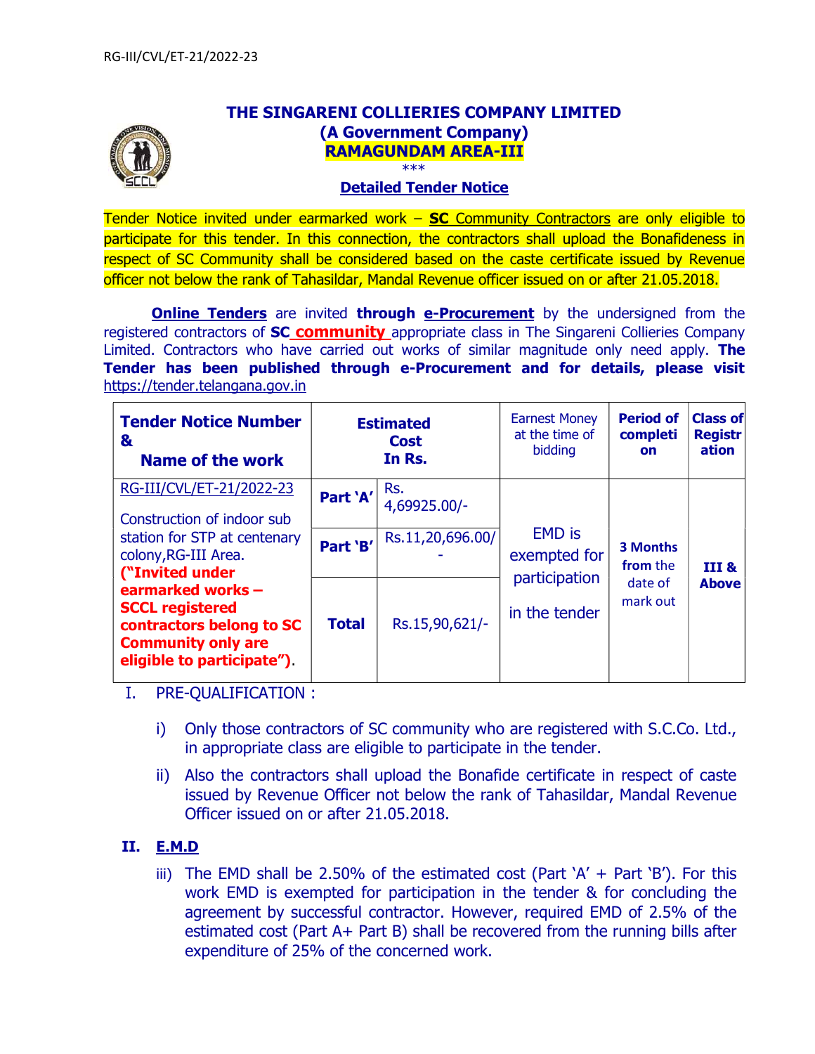RG-III/CVL/ET-21/2022-23

# THE SINGARENI COLLIERIES COMPANY LIMITED
## (A Government Company)
## RAMAGUNDAM AREA-III

\*\*\*

**Detailed Tender Notice**

Tender Notice invited under earmarked work – **SC** Community Contractors are only eligible to participate for this tender. In this connection, the contractors shall upload the Bonafideness in respect of SC Community shall be considered based on the caste certificate issued by Revenue officer not below the rank of Tahasildar, Mandal Revenue officer issued on or after 21.05.2018.

**Online Tenders** are invited **through e-Procurement** by the undersigned from the registered contractors of **SC community** appropriate class in The Singareni Collieries Company Limited. Contractors who have carried out works of similar magnitude only need apply. **The Tender has been published through e-Procurement and for details, please visit** https://tender.telangana.gov.in

| Tender Notice Number & Name of the work | Estimated Cost In Rs. | | Earnest Money at the time of bidding | Period of completion | Class of Registration |
|---|---|---|---|---|---|
| RG-III/CVL/ET-21/2022-23<br><br>Construction of indoor sub station for STP at centenary colony,RG-III Area. **("Invited under earmarked works – SCCL registered contractors belong to SC Community only are eligible to participate").** | **Part 'A'** | Rs. 4,69925.00/- | EMD is exempted for participation in the tender | **3 Months** from the date of mark out | **III & Above** |
| | **Part 'B'** | Rs.11,20,696.00/- | | | |
| | **Total** | Rs.15,90,621/- | | | |

I. PRE-QUALIFICATION :

i) Only those contractors of SC community who are registered with S.C.Co. Ltd., in appropriate class are eligible to participate in the tender.

ii) Also the contractors shall upload the Bonafide certificate in respect of caste issued by Revenue Officer not below the rank of Tahasildar, Mandal Revenue Officer issued on or after 21.05.2018.

**II. E.M.D**

iii) The EMD shall be 2.50% of the estimated cost (Part 'A' + Part 'B'). For this work EMD is exempted for participation in the tender & for concluding the agreement by successful contractor. However, required EMD of 2.5% of the estimated cost (Part A+ Part B) shall be recovered from the running bills after expenditure of 25% of the concerned work.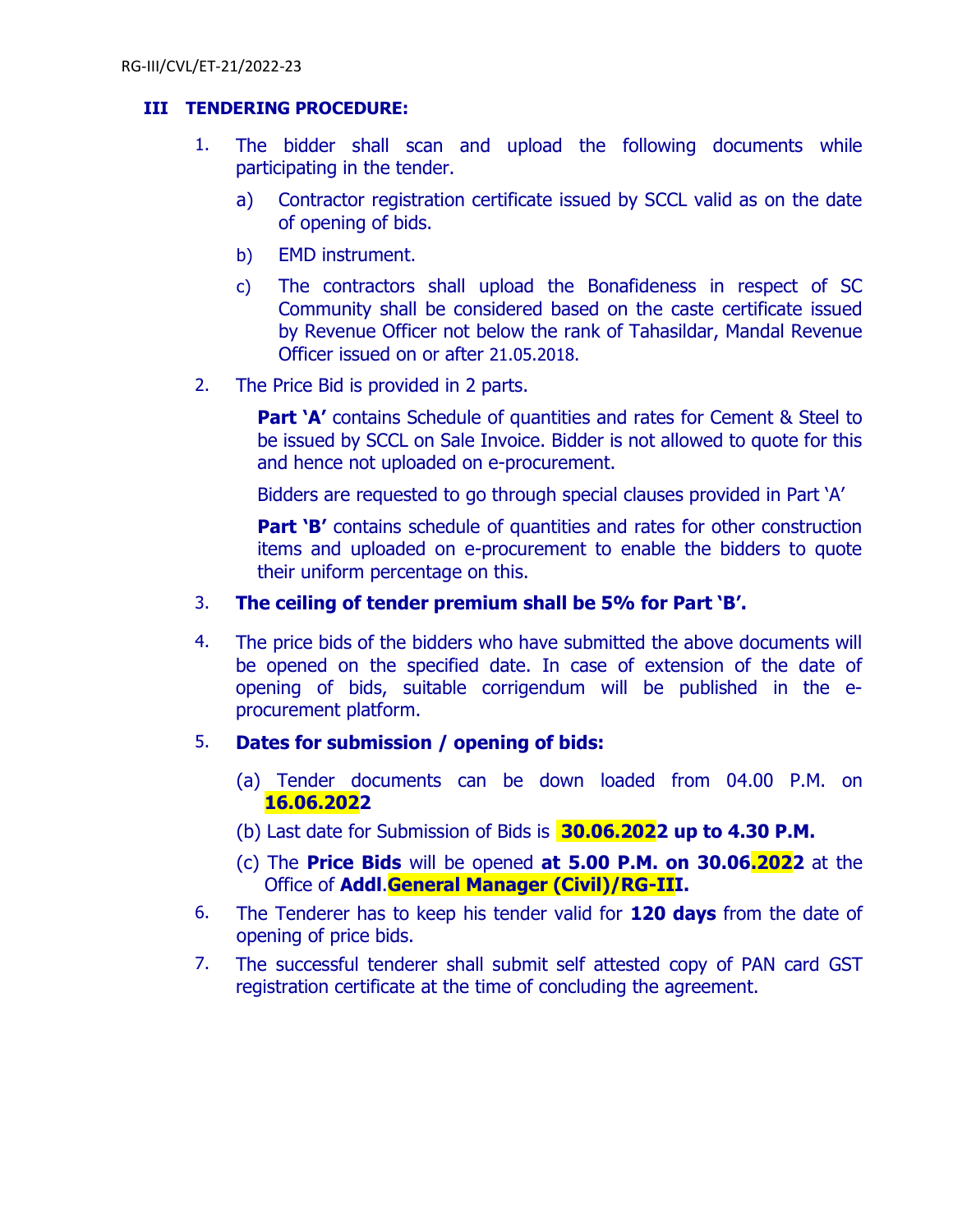### III TENDERING PROCEDURE:

1. The bidder shall scan and upload the following documents while participating in the tender.

   a) Contractor registration certificate issued by SCCL valid as on the date of opening of bids.

   b) EMD instrument.

   c) The contractors shall upload the Bonafideness in respect of SC Community shall be considered based on the caste certificate issued by Revenue Officer not below the rank of Tahasildar, Mandal Revenue Officer issued on or after 21.05.2018.

2. The Price Bid is provided in 2 parts.

   **Part 'A'** contains Schedule of quantities and rates for Cement & Steel to be issued by SCCL on Sale Invoice. Bidder is not allowed to quote for this and hence not uploaded on e-procurement.

   Bidders are requested to go through special clauses provided in Part 'A'

   **Part 'B'** contains schedule of quantities and rates for other construction items and uploaded on e-procurement to enable the bidders to quote their uniform percentage on this.

3. **The ceiling of tender premium shall be 5% for Part 'B'.**

4. The price bids of the bidders who have submitted the above documents will be opened on the specified date. In case of extension of the date of opening of bids, suitable corrigendum will be published in the e-procurement platform.

5. **Dates for submission / opening of bids:**

   (a) Tender documents can be down loaded from 04.00 P.M. on **16.06.2022**

   (b) Last date for Submission of Bids is **30.06.2022 up to 4.30 P.M.**

   (c) The **Price Bids** will be opened **at 5.00 P.M. on 30.06.2022** at the Office of **Addl.General Manager (Civil)/RG-III.**

6. The Tenderer has to keep his tender valid for **120 days** from the date of opening of price bids.

7. The successful tenderer shall submit self attested copy of PAN card GST registration certificate at the time of concluding the agreement.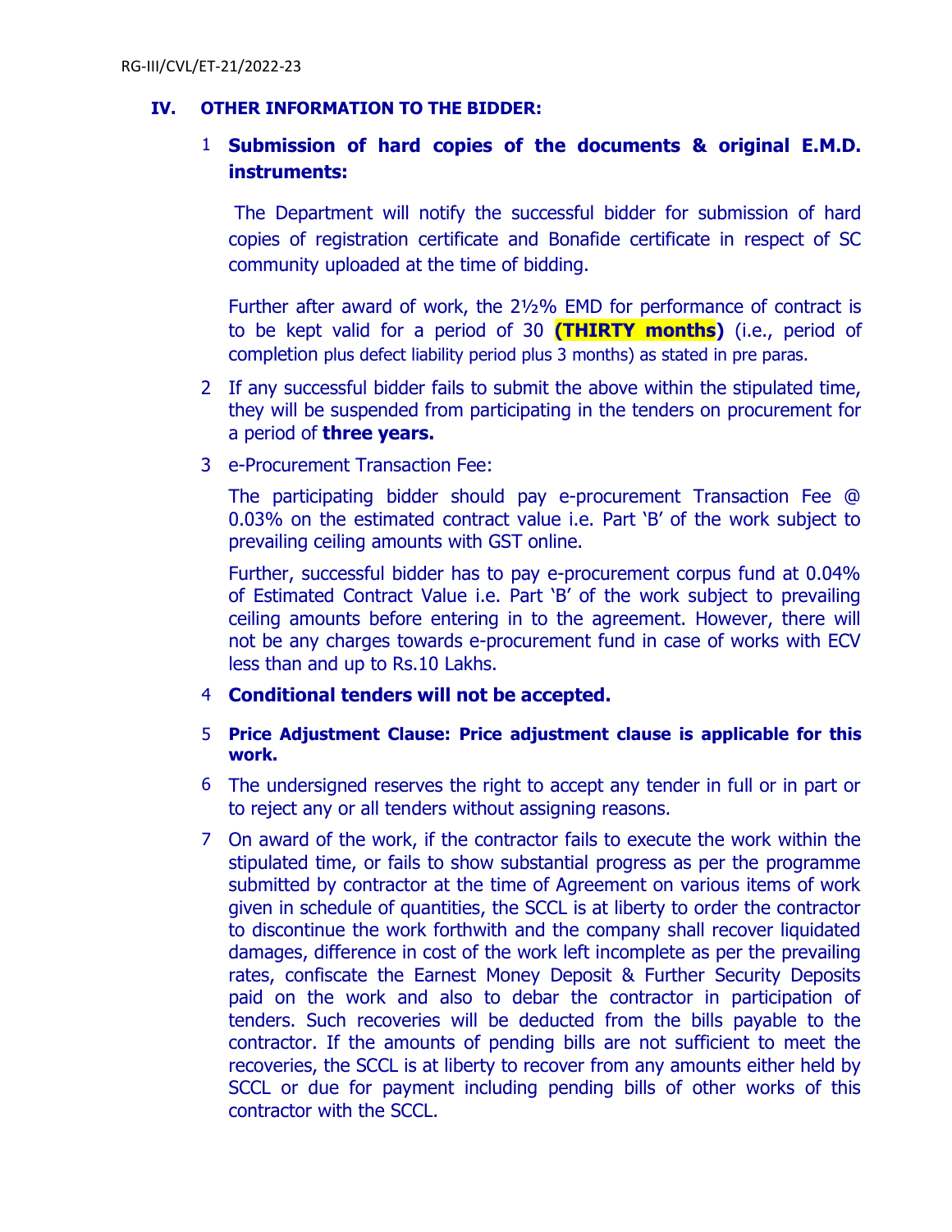## IV. OTHER INFORMATION TO THE BIDDER:

1. **Submission of hard copies of the documents & original E.M.D. instruments:**

   The Department will notify the successful bidder for submission of hard copies of registration certificate and Bonafide certificate in respect of SC community uploaded at the time of bidding.

   Further after award of work, the 2½% EMD for performance of contract is to be kept valid for a period of 30 **(THIRTY months)** (i.e., period of completion plus defect liability period plus 3 months) as stated in pre paras.

2. If any successful bidder fails to submit the above within the stipulated time, they will be suspended from participating in the tenders on procurement for a period of **three years.**

3. e-Procurement Transaction Fee:

   The participating bidder should pay e-procurement Transaction Fee @ 0.03% on the estimated contract value i.e. Part 'B' of the work subject to prevailing ceiling amounts with GST online.

   Further, successful bidder has to pay e-procurement corpus fund at 0.04% of Estimated Contract Value i.e. Part 'B' of the work subject to prevailing ceiling amounts before entering in to the agreement. However, there will not be any charges towards e-procurement fund in case of works with ECV less than and up to Rs.10 Lakhs.

4. **Conditional tenders will not be accepted.**

5. **Price Adjustment Clause: Price adjustment clause is applicable for this work.**

6. The undersigned reserves the right to accept any tender in full or in part or to reject any or all tenders without assigning reasons.

7. On award of the work, if the contractor fails to execute the work within the stipulated time, or fails to show substantial progress as per the programme submitted by contractor at the time of Agreement on various items of work given in schedule of quantities, the SCCL is at liberty to order the contractor to discontinue the work forthwith and the company shall recover liquidated damages, difference in cost of the work left incomplete as per the prevailing rates, confiscate the Earnest Money Deposit & Further Security Deposits paid on the work and also to debar the contractor in participation of tenders. Such recoveries will be deducted from the bills payable to the contractor. If the amounts of pending bills are not sufficient to meet the recoveries, the SCCL is at liberty to recover from any amounts either held by SCCL or due for payment including pending bills of other works of this contractor with the SCCL.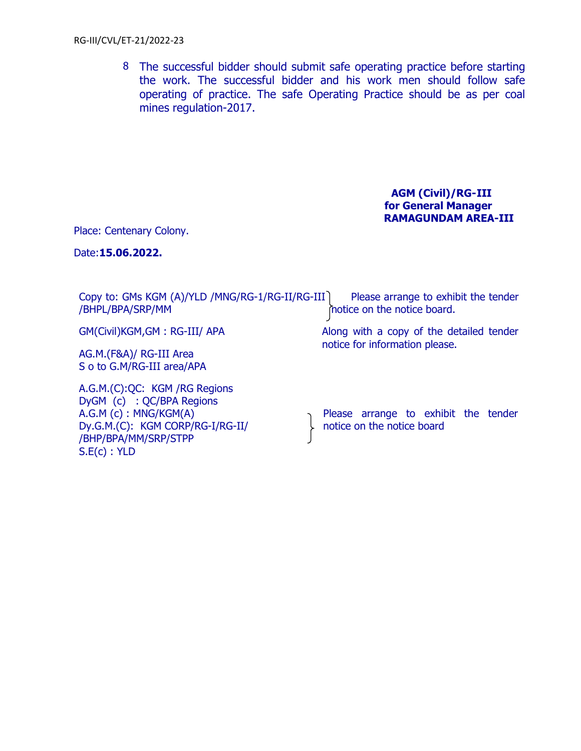8. The successful bidder should submit safe operating practice before starting the work. The successful bidder and his work men should follow safe operating of practice. The safe Operating Practice should be as per coal mines regulation-2017.

**AGM (Civil)/RG-III**
**for General Manager**
**RAMAGUNDAM AREA-III**

Place: Centenary Colony.

Date:**15.06.2022.**

| | |
|---|---|
| Copy to: GMs KGM (A)/YLD /MNG/RG-1/RG-II/RG-III /BHPL/BPA/SRP/MM | Please arrange to exhibit the tender notice on the notice board. |
| GM(Civil)KGM,GM : RG-III/ APA<br>AG.M.(F&A)/ RG-III Area<br>S o to G.M/RG-III area/APA | Along with a copy of the detailed tender notice for information please. |
| A.G.M.(C):QC: KGM /RG Regions<br>DyGM (c) : QC/BPA Regions<br>A.G.M (c) : MNG/KGM(A)<br>Dy.G.M.(C): KGM CORP/RG-I/RG-II/ /BHP/BPA/MM/SRP/STPP<br>S.E(c) : YLD | Please arrange to exhibit the tender notice on the notice board |